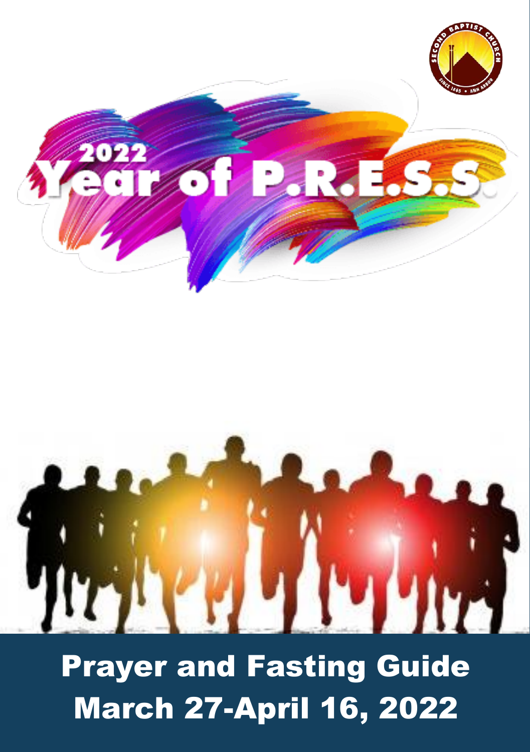2022 Year of P.R.E.S.S.

# Prayer and Fasting Guide
# March 27-April 16, 2022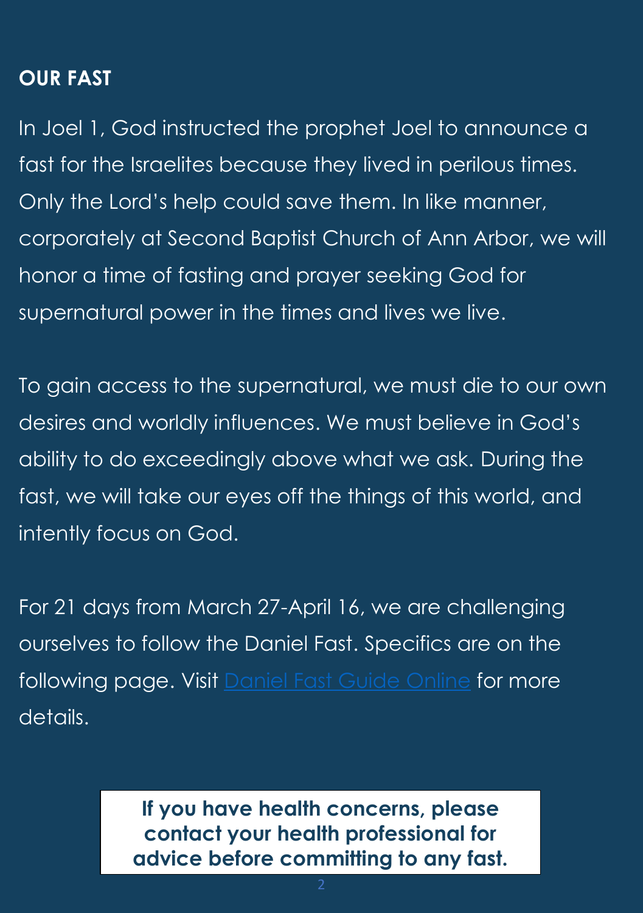## OUR FAST

In Joel 1, God instructed the prophet Joel to announce a fast for the Israelites because they lived in perilous times. Only the Lord's help could save them. In like manner, corporately at Second Baptist Church of Ann Arbor, we will honor a time of fasting and prayer seeking God for supernatural power in the times and lives we live.

To gain access to the supernatural, we must die to our own desires and worldly influences. We must believe in God's ability to do exceedingly above what we ask. During the fast, we will take our eyes off the things of this world, and intently focus on God.

For 21 days from March 27-April 16, we are challenging ourselves to follow the Daniel Fast. Specifics are on the following page. Visit Daniel Fast Guide Online for more details.

**If you have health concerns, please contact your health professional for advice before committing to any fast.**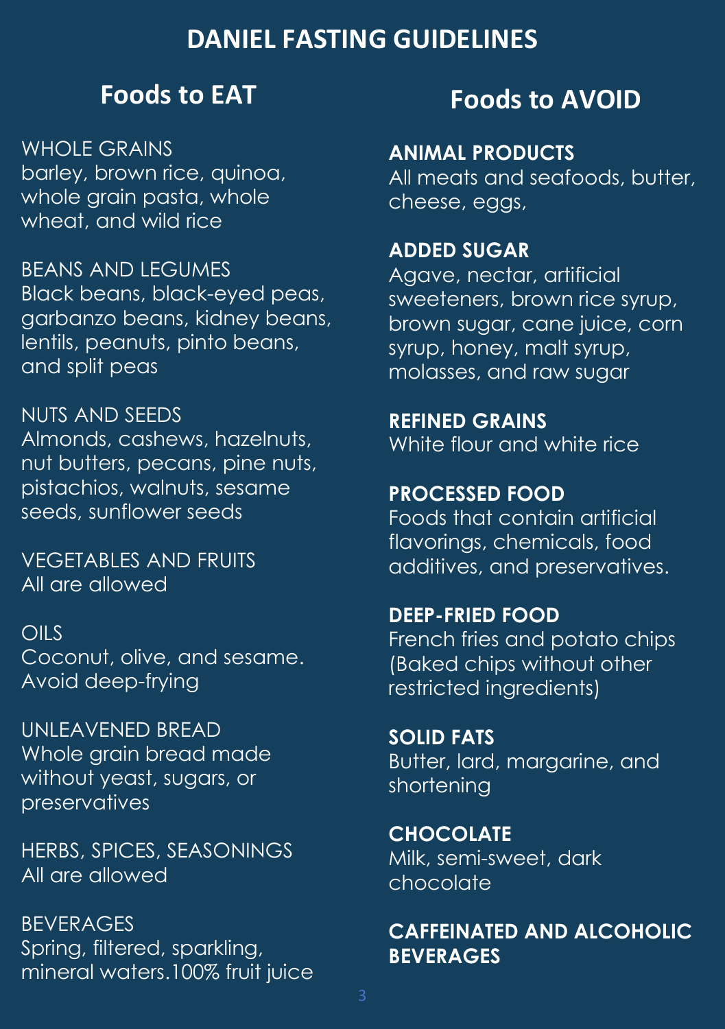# DANIEL FASTING GUIDELINES

## Foods to EAT

WHOLE GRAINS
barley, brown rice, quinoa, whole grain pasta, whole wheat, and wild rice

BEANS AND LEGUMES
Black beans, black-eyed peas, garbanzo beans, kidney beans, lentils, peanuts, pinto beans, and split peas

NUTS AND SEEDS
Almonds, cashews, hazelnuts, nut butters, pecans, pine nuts, pistachios, walnuts, sesame seeds, sunflower seeds

VEGETABLES AND FRUITS
All are allowed

OILS
Coconut, olive, and sesame. Avoid deep-frying

UNLEAVENED BREAD
Whole grain bread made without yeast, sugars, or preservatives

HERBS, SPICES, SEASONINGS
All are allowed

BEVERAGES
Spring, filtered, sparkling, mineral waters.100% fruit juice

## Foods to AVOID

**ANIMAL PRODUCTS**
All meats and seafoods, butter, cheese, eggs,

**ADDED SUGAR**
Agave, nectar, artificial sweeteners, brown rice syrup, brown sugar, cane juice, corn syrup, honey, malt syrup, molasses, and raw sugar

**REFINED GRAINS**
White flour and white rice

**PROCESSED FOOD**
Foods that contain artificial flavorings, chemicals, food additives, and preservatives.

**DEEP-FRIED FOOD**
French fries and potato chips (Baked chips without other restricted ingredients)

**SOLID FATS**
Butter, lard, margarine, and shortening

**CHOCOLATE**
Milk, semi-sweet, dark chocolate

**CAFFEINATED AND ALCOHOLIC BEVERAGES**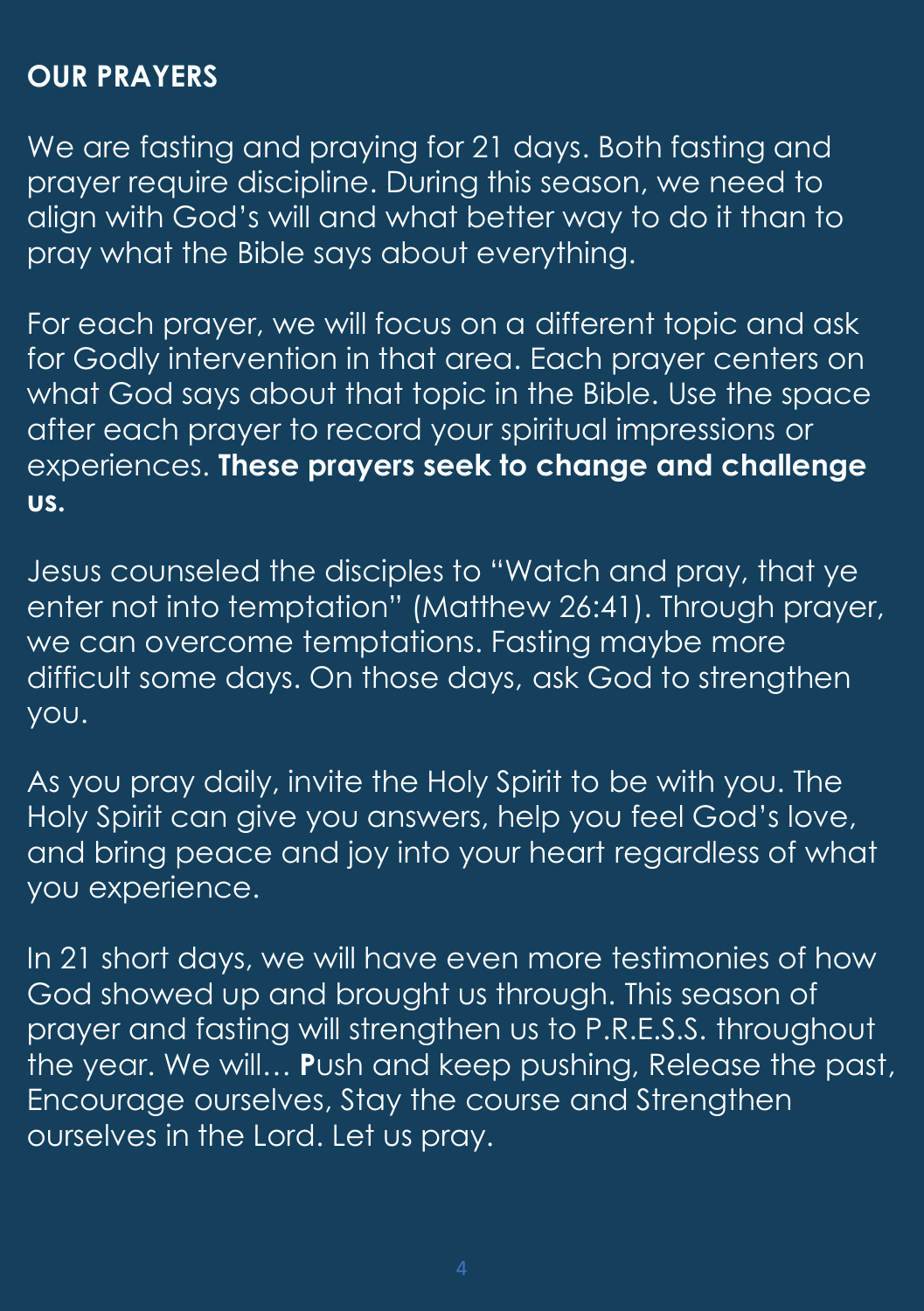## OUR PRAYERS

We are fasting and praying for 21 days. Both fasting and prayer require discipline. During this season, we need to align with God's will and what better way to do it than to pray what the Bible says about everything.

For each prayer, we will focus on a different topic and ask for Godly intervention in that area. Each prayer centers on what God says about that topic in the Bible. Use the space after each prayer to record your spiritual impressions or experiences. **These prayers seek to change and challenge us.**

Jesus counseled the disciples to "Watch and pray, that ye enter not into temptation" (Matthew 26:41). Through prayer, we can overcome temptations. Fasting maybe more difficult some days. On those days, ask God to strengthen you.

As you pray daily, invite the Holy Spirit to be with you. The Holy Spirit can give you answers, help you feel God's love, and bring peace and joy into your heart regardless of what you experience.

In 21 short days, we will have even more testimonies of how God showed up and brought us through. This season of prayer and fasting will strengthen us to P.R.E.S.S. throughout the year. We will… **P**ush and keep pushing, Release the past, Encourage ourselves, Stay the course and Strengthen ourselves in the Lord. Let us pray.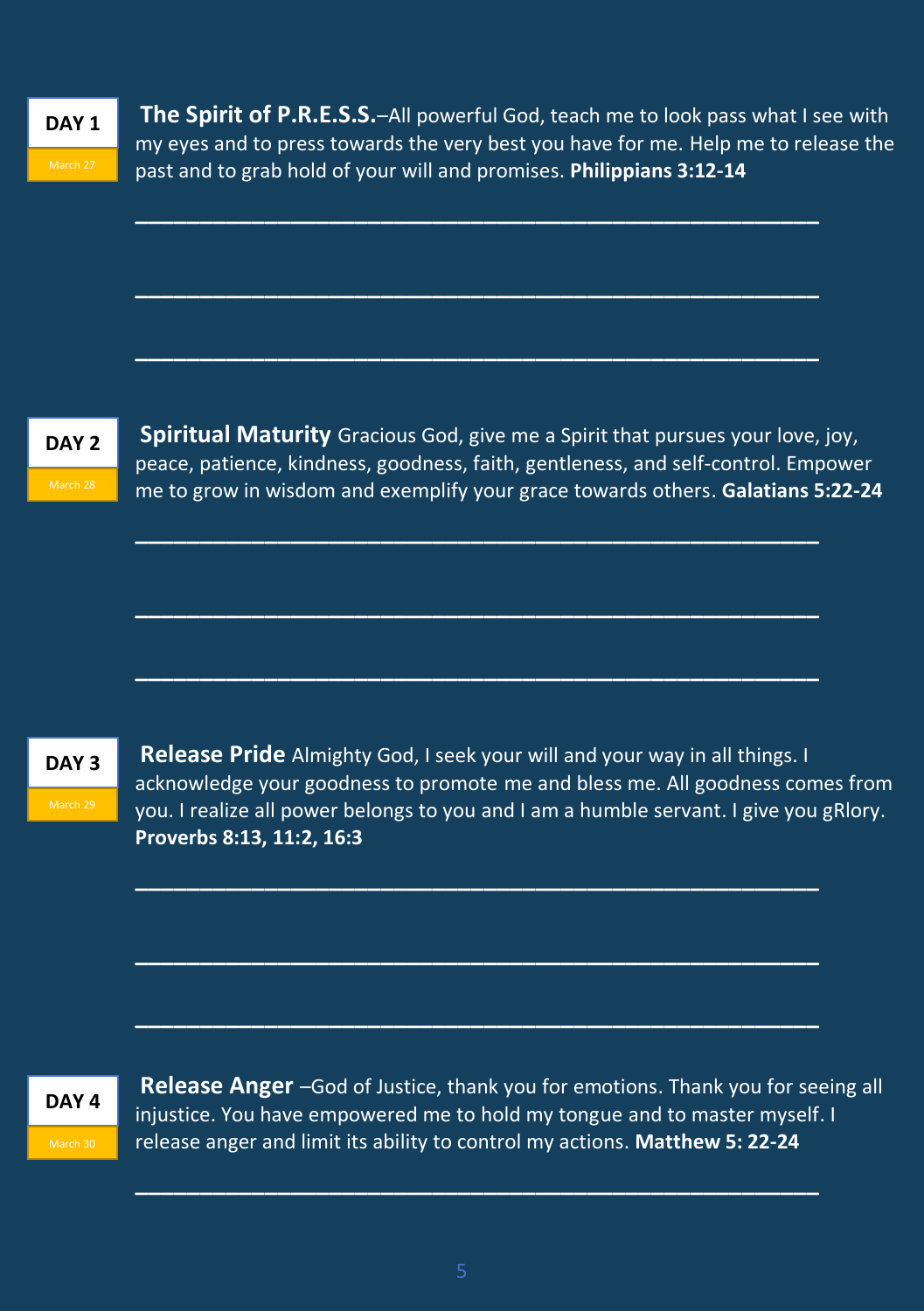**DAY 1**
March 27

**The Spirit of P.R.E.S.S.**–All powerful God, teach me to look pass what I see with my eyes and to press towards the very best you have for me. Help me to release the past and to grab hold of your will and promises. **Philippians 3:12-14**

______________________________________________

______________________________________________

______________________________________________

**DAY 2**
March 28

**Spiritual Maturity** Gracious God, give me a Spirit that pursues your love, joy, peace, patience, kindness, goodness, faith, gentleness, and self-control. Empower me to grow in wisdom and exemplify your grace towards others. **Galatians 5:22-24**

______________________________________________

______________________________________________

______________________________________________

**DAY 3**
March 29

**Release Pride** Almighty God, I seek your will and your way in all things. I acknowledge your goodness to promote me and bless me. All goodness comes from you. I realize all power belongs to you and I am a humble servant. I give you gRlory. **Proverbs 8:13, 11:2, 16:3**

______________________________________________

______________________________________________

______________________________________________

**DAY 4**
March 30

**Release Anger** –God of Justice, thank you for emotions. Thank you for seeing all injustice. You have empowered me to hold my tongue and to master myself. I release anger and limit its ability to control my actions. **Matthew 5: 22-24**

______________________________________________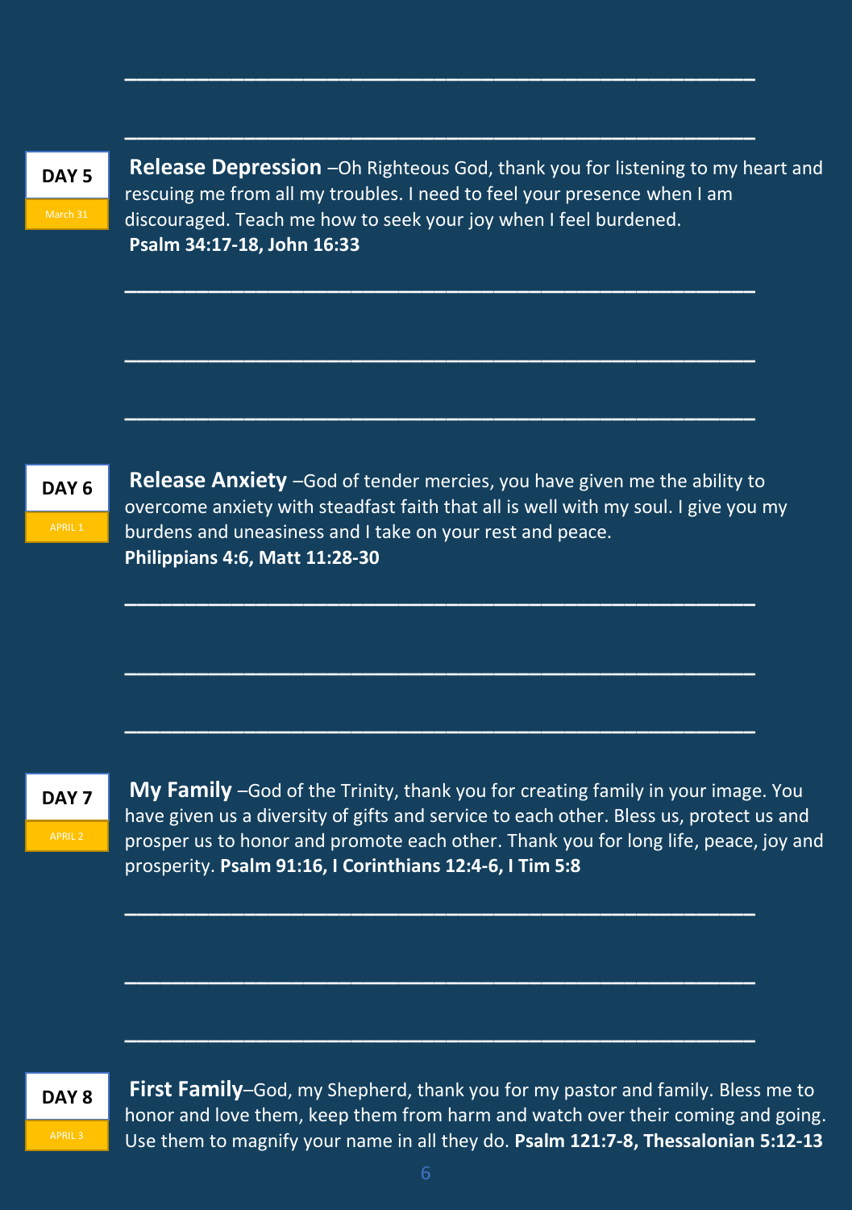___________________________________________

___________________________________________

**DAY 5**
March 31

**Release Depression** –Oh Righteous God, thank you for listening to my heart and rescuing me from all my troubles. I need to feel your presence when I am discouraged. Teach me how to seek your joy when I feel burdened.
**Psalm 34:17-18, John 16:33**

___________________________________________

___________________________________________

___________________________________________

**DAY 6**
APRIL 1

**Release Anxiety** –God of tender mercies, you have given me the ability to overcome anxiety with steadfast faith that all is well with my soul. I give you my burdens and uneasiness and I take on your rest and peace.
**Philippians 4:6, Matt 11:28-30**

___________________________________________

___________________________________________

___________________________________________

**DAY 7**
APRIL 2

**My Family** –God of the Trinity, thank you for creating family in your image. You have given us a diversity of gifts and service to each other. Bless us, protect us and prosper us to honor and promote each other. Thank you for long life, peace, joy and prosperity. **Psalm 91:16, I Corinthians 12:4-6, I Tim 5:8**

___________________________________________

___________________________________________

___________________________________________

**DAY 8**
APRIL 3

**First Family**–God, my Shepherd, thank you for my pastor and family. Bless me to honor and love them, keep them from harm and watch over their coming and going. Use them to magnify your name in all they do. **Psalm 121:7-8, Thessalonian 5:12-13**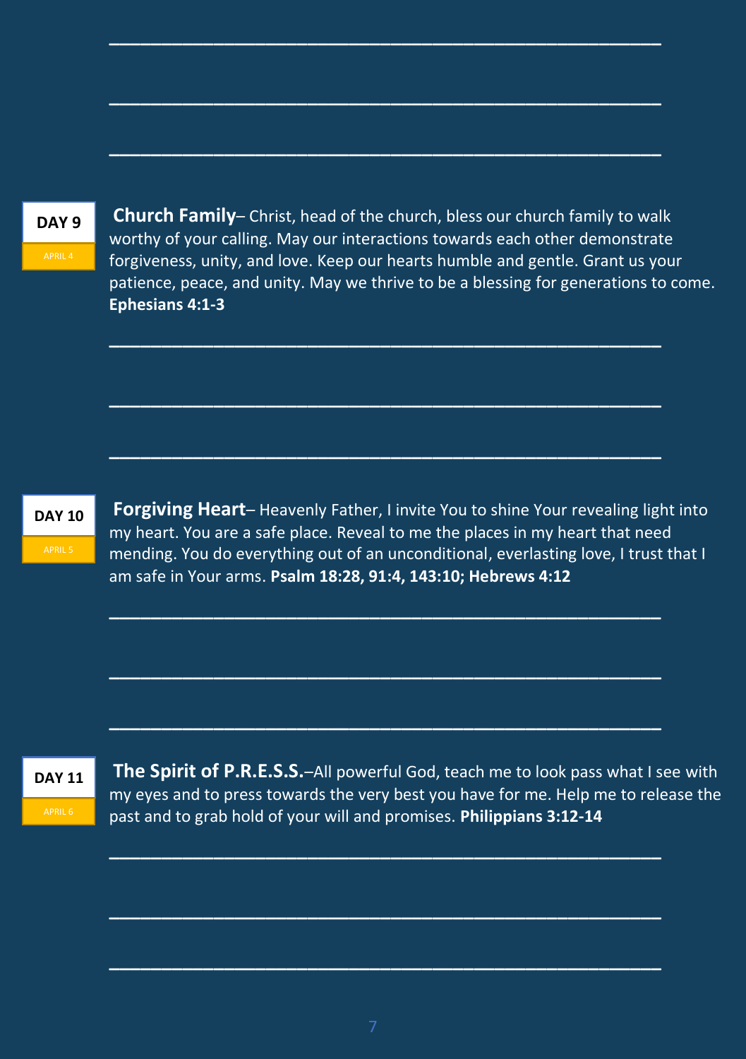\_\_\_\_\_\_\_\_\_\_\_\_\_\_\_\_\_\_\_\_\_\_\_\_\_\_\_\_\_\_\_\_\_\_\_\_\_\_\_\_\_\_\_\_\_\_\_\_\_\_

\_\_\_\_\_\_\_\_\_\_\_\_\_\_\_\_\_\_\_\_\_\_\_\_\_\_\_\_\_\_\_\_\_\_\_\_\_\_\_\_\_\_\_\_\_\_\_\_\_\_

\_\_\_\_\_\_\_\_\_\_\_\_\_\_\_\_\_\_\_\_\_\_\_\_\_\_\_\_\_\_\_\_\_\_\_\_\_\_\_\_\_\_\_\_\_\_\_\_\_\_

**DAY 9**
APRIL 4

**Church Family**– Christ, head of the church, bless our church family to walk worthy of your calling. May our interactions towards each other demonstrate forgiveness, unity, and love. Keep our hearts humble and gentle. Grant us your patience, peace, and unity. May we thrive to be a blessing for generations to come. **Ephesians 4:1-3**

\_\_\_\_\_\_\_\_\_\_\_\_\_\_\_\_\_\_\_\_\_\_\_\_\_\_\_\_\_\_\_\_\_\_\_\_\_\_\_\_\_\_\_\_\_\_\_\_\_\_

\_\_\_\_\_\_\_\_\_\_\_\_\_\_\_\_\_\_\_\_\_\_\_\_\_\_\_\_\_\_\_\_\_\_\_\_\_\_\_\_\_\_\_\_\_\_\_\_\_\_

\_\_\_\_\_\_\_\_\_\_\_\_\_\_\_\_\_\_\_\_\_\_\_\_\_\_\_\_\_\_\_\_\_\_\_\_\_\_\_\_\_\_\_\_\_\_\_\_\_\_

**DAY 10**
APRIL 5

**Forgiving Heart**– Heavenly Father, I invite You to shine Your revealing light into my heart. You are a safe place. Reveal to me the places in my heart that need mending. You do everything out of an unconditional, everlasting love, I trust that I am safe in Your arms. **Psalm 18:28, 91:4, 143:10; Hebrews 4:12**

\_\_\_\_\_\_\_\_\_\_\_\_\_\_\_\_\_\_\_\_\_\_\_\_\_\_\_\_\_\_\_\_\_\_\_\_\_\_\_\_\_\_\_\_\_\_\_\_\_\_

\_\_\_\_\_\_\_\_\_\_\_\_\_\_\_\_\_\_\_\_\_\_\_\_\_\_\_\_\_\_\_\_\_\_\_\_\_\_\_\_\_\_\_\_\_\_\_\_\_\_

\_\_\_\_\_\_\_\_\_\_\_\_\_\_\_\_\_\_\_\_\_\_\_\_\_\_\_\_\_\_\_\_\_\_\_\_\_\_\_\_\_\_\_\_\_\_\_\_\_\_

**DAY 11**
APRIL 6

**The Spirit of P.R.E.S.S.**–All powerful God, teach me to look pass what I see with my eyes and to press towards the very best you have for me. Help me to release the past and to grab hold of your will and promises. **Philippians 3:12-14**

\_\_\_\_\_\_\_\_\_\_\_\_\_\_\_\_\_\_\_\_\_\_\_\_\_\_\_\_\_\_\_\_\_\_\_\_\_\_\_\_\_\_\_\_\_\_\_\_\_\_

\_\_\_\_\_\_\_\_\_\_\_\_\_\_\_\_\_\_\_\_\_\_\_\_\_\_\_\_\_\_\_\_\_\_\_\_\_\_\_\_\_\_\_\_\_\_\_\_\_\_

\_\_\_\_\_\_\_\_\_\_\_\_\_\_\_\_\_\_\_\_\_\_\_\_\_\_\_\_\_\_\_\_\_\_\_\_\_\_\_\_\_\_\_\_\_\_\_\_\_\_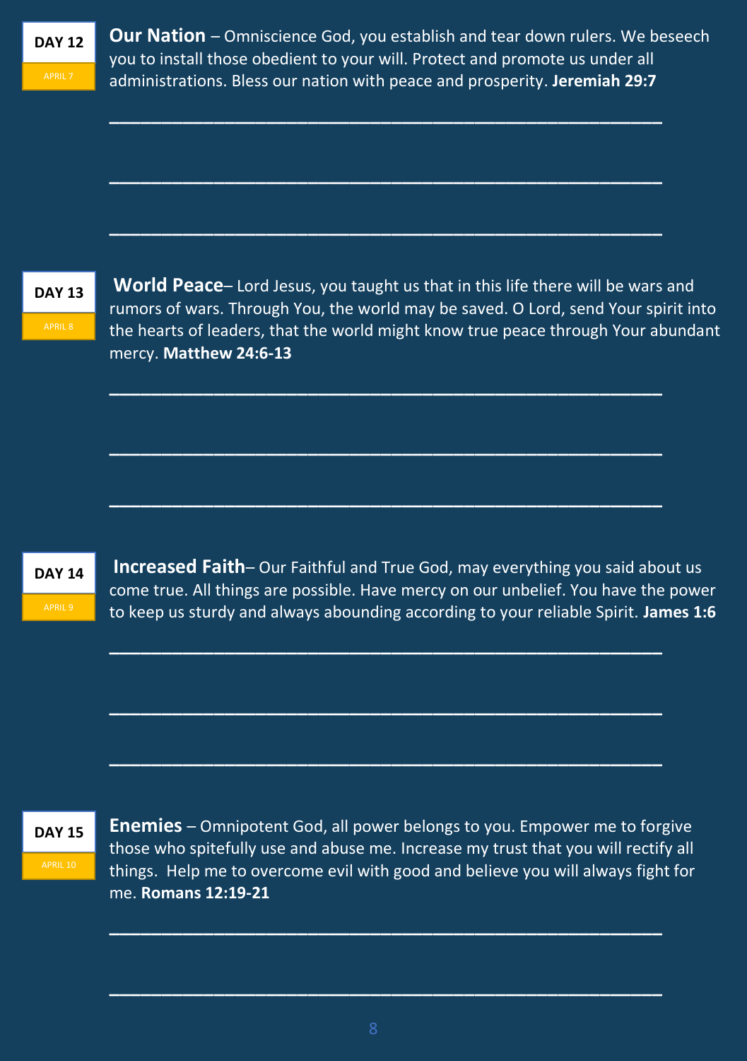**DAY 12**
APRIL 7

**Our Nation** – Omniscience God, you establish and tear down rulers. We beseech you to install those obedient to your will. Protect and promote us under all administrations. Bless our nation with peace and prosperity. **Jeremiah 29:7**

______________________________________________

______________________________________________

______________________________________________

**DAY 13**
APRIL 8

**World Peace**– Lord Jesus, you taught us that in this life there will be wars and rumors of wars. Through You, the world may be saved. O Lord, send Your spirit into the hearts of leaders, that the world might know true peace through Your abundant mercy. **Matthew 24:6-13**

______________________________________________

______________________________________________

______________________________________________

**DAY 14**
APRIL 9

**Increased Faith**– Our Faithful and True God, may everything you said about us come true. All things are possible. Have mercy on our unbelief. You have the power to keep us sturdy and always abounding according to your reliable Spirit. **James 1:6**

______________________________________________

______________________________________________

______________________________________________

**DAY 15**
APRIL 10

**Enemies** – Omnipotent God, all power belongs to you. Empower me to forgive those who spitefully use and abuse me. Increase my trust that you will rectify all things. Help me to overcome evil with good and believe you will always fight for me. **Romans 12:19-21**

______________________________________________

______________________________________________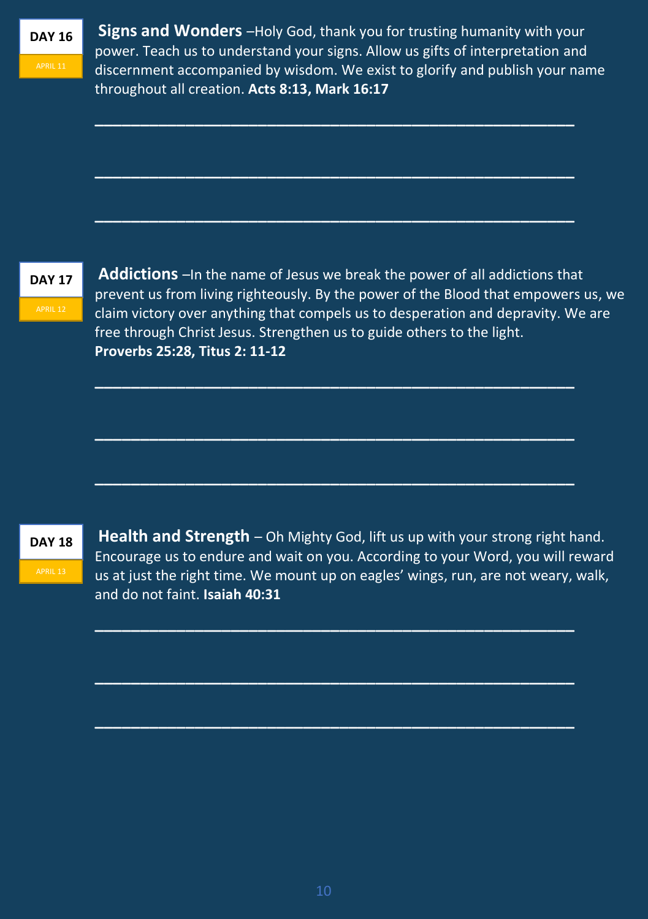**DAY 16**
APRIL 11

**Signs and Wonders** –Holy God, thank you for trusting humanity with your power. Teach us to understand your signs. Allow us gifts of interpretation and discernment accompanied by wisdom. We exist to glorify and publish your name throughout all creation. **Acts 8:13, Mark 16:17**

\_\_\_\_\_\_\_\_\_\_\_\_\_\_\_\_\_\_\_\_\_\_\_\_\_\_\_\_\_\_\_\_\_\_\_\_\_\_\_\_\_\_\_\_\_\_\_\_\_\_

\_\_\_\_\_\_\_\_\_\_\_\_\_\_\_\_\_\_\_\_\_\_\_\_\_\_\_\_\_\_\_\_\_\_\_\_\_\_\_\_\_\_\_\_\_\_\_\_\_\_

\_\_\_\_\_\_\_\_\_\_\_\_\_\_\_\_\_\_\_\_\_\_\_\_\_\_\_\_\_\_\_\_\_\_\_\_\_\_\_\_\_\_\_\_\_\_\_\_\_\_

**DAY 17**
APRIL 12

**Addictions** –In the name of Jesus we break the power of all addictions that prevent us from living righteously. By the power of the Blood that empowers us, we claim victory over anything that compels us to desperation and depravity. We are free through Christ Jesus. Strengthen us to guide others to the light.
**Proverbs 25:28, Titus 2: 11-12**

\_\_\_\_\_\_\_\_\_\_\_\_\_\_\_\_\_\_\_\_\_\_\_\_\_\_\_\_\_\_\_\_\_\_\_\_\_\_\_\_\_\_\_\_\_\_\_\_\_\_

\_\_\_\_\_\_\_\_\_\_\_\_\_\_\_\_\_\_\_\_\_\_\_\_\_\_\_\_\_\_\_\_\_\_\_\_\_\_\_\_\_\_\_\_\_\_\_\_\_\_

\_\_\_\_\_\_\_\_\_\_\_\_\_\_\_\_\_\_\_\_\_\_\_\_\_\_\_\_\_\_\_\_\_\_\_\_\_\_\_\_\_\_\_\_\_\_\_\_\_\_

**DAY 18**
APRIL 13

**Health and Strength** – Oh Mighty God, lift us up with your strong right hand. Encourage us to endure and wait on you. According to your Word, you will reward us at just the right time. We mount up on eagles' wings, run, are not weary, walk, and do not faint. **Isaiah 40:31**

\_\_\_\_\_\_\_\_\_\_\_\_\_\_\_\_\_\_\_\_\_\_\_\_\_\_\_\_\_\_\_\_\_\_\_\_\_\_\_\_\_\_\_\_\_\_\_\_\_\_

\_\_\_\_\_\_\_\_\_\_\_\_\_\_\_\_\_\_\_\_\_\_\_\_\_\_\_\_\_\_\_\_\_\_\_\_\_\_\_\_\_\_\_\_\_\_\_\_\_\_

\_\_\_\_\_\_\_\_\_\_\_\_\_\_\_\_\_\_\_\_\_\_\_\_\_\_\_\_\_\_\_\_\_\_\_\_\_\_\_\_\_\_\_\_\_\_\_\_\_\_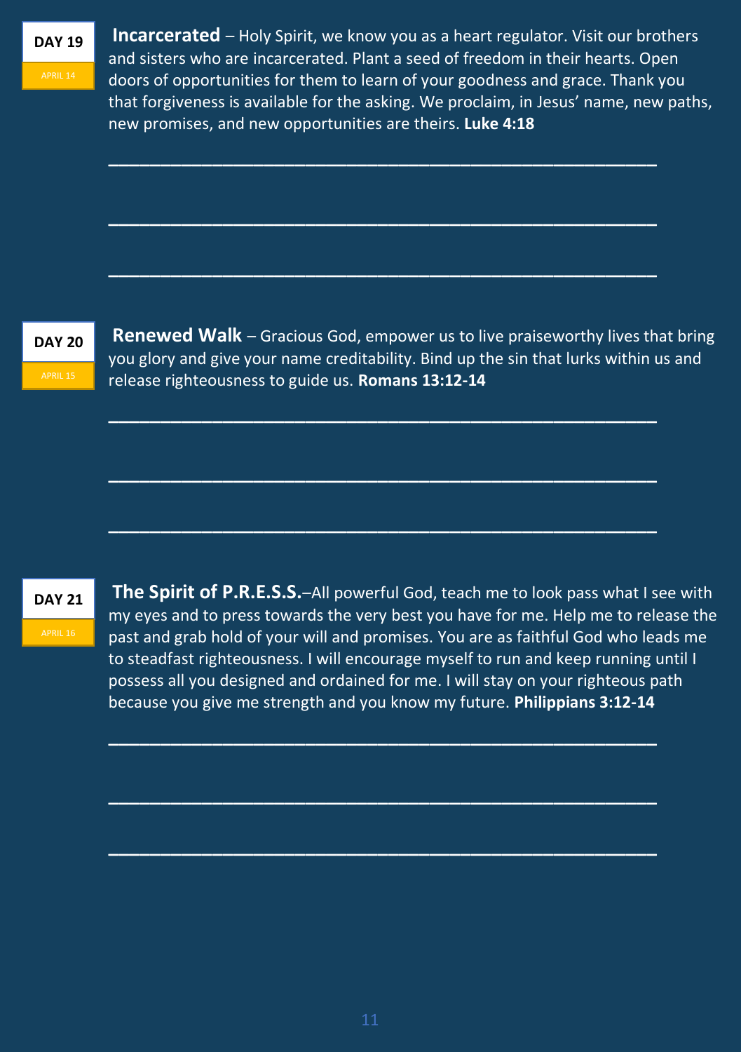**DAY 19**

APRIL 14

**Incarcerated** – Holy Spirit, we know you as a heart regulator. Visit our brothers and sisters who are incarcerated. Plant a seed of freedom in their hearts. Open doors of opportunities for them to learn of your goodness and grace. Thank you that forgiveness is available for the asking. We proclaim, in Jesus' name, new paths, new promises, and new opportunities are theirs. **Luke 4:18**

\_\_\_\_\_\_\_\_\_\_\_\_\_\_\_\_\_\_\_\_\_\_\_\_\_\_\_\_\_\_\_\_\_\_\_\_\_\_\_\_\_\_\_\_\_\_\_\_\_\_\_\_\_

\_\_\_\_\_\_\_\_\_\_\_\_\_\_\_\_\_\_\_\_\_\_\_\_\_\_\_\_\_\_\_\_\_\_\_\_\_\_\_\_\_\_\_\_\_\_\_\_\_\_\_\_\_

\_\_\_\_\_\_\_\_\_\_\_\_\_\_\_\_\_\_\_\_\_\_\_\_\_\_\_\_\_\_\_\_\_\_\_\_\_\_\_\_\_\_\_\_\_\_\_\_\_\_\_\_\_

**DAY 20**

APRIL 15

**Renewed Walk** – Gracious God, empower us to live praiseworthy lives that bring you glory and give your name creditability. Bind up the sin that lurks within us and release righteousness to guide us. **Romans 13:12-14**

\_\_\_\_\_\_\_\_\_\_\_\_\_\_\_\_\_\_\_\_\_\_\_\_\_\_\_\_\_\_\_\_\_\_\_\_\_\_\_\_\_\_\_\_\_\_\_\_\_\_\_\_\_

\_\_\_\_\_\_\_\_\_\_\_\_\_\_\_\_\_\_\_\_\_\_\_\_\_\_\_\_\_\_\_\_\_\_\_\_\_\_\_\_\_\_\_\_\_\_\_\_\_\_\_\_\_

\_\_\_\_\_\_\_\_\_\_\_\_\_\_\_\_\_\_\_\_\_\_\_\_\_\_\_\_\_\_\_\_\_\_\_\_\_\_\_\_\_\_\_\_\_\_\_\_\_\_\_\_\_

**DAY 21**

APRIL 16

**The Spirit of P.R.E.S.S.**–All powerful God, teach me to look pass what I see with my eyes and to press towards the very best you have for me. Help me to release the past and grab hold of your will and promises. You are as faithful God who leads me to steadfast righteousness. I will encourage myself to run and keep running until I possess all you designed and ordained for me. I will stay on your righteous path because you give me strength and you know my future. **Philippians 3:12-14**

\_\_\_\_\_\_\_\_\_\_\_\_\_\_\_\_\_\_\_\_\_\_\_\_\_\_\_\_\_\_\_\_\_\_\_\_\_\_\_\_\_\_\_\_\_\_\_\_\_\_\_\_\_

\_\_\_\_\_\_\_\_\_\_\_\_\_\_\_\_\_\_\_\_\_\_\_\_\_\_\_\_\_\_\_\_\_\_\_\_\_\_\_\_\_\_\_\_\_\_\_\_\_\_\_\_\_

\_\_\_\_\_\_\_\_\_\_\_\_\_\_\_\_\_\_\_\_\_\_\_\_\_\_\_\_\_\_\_\_\_\_\_\_\_\_\_\_\_\_\_\_\_\_\_\_\_\_\_\_\_